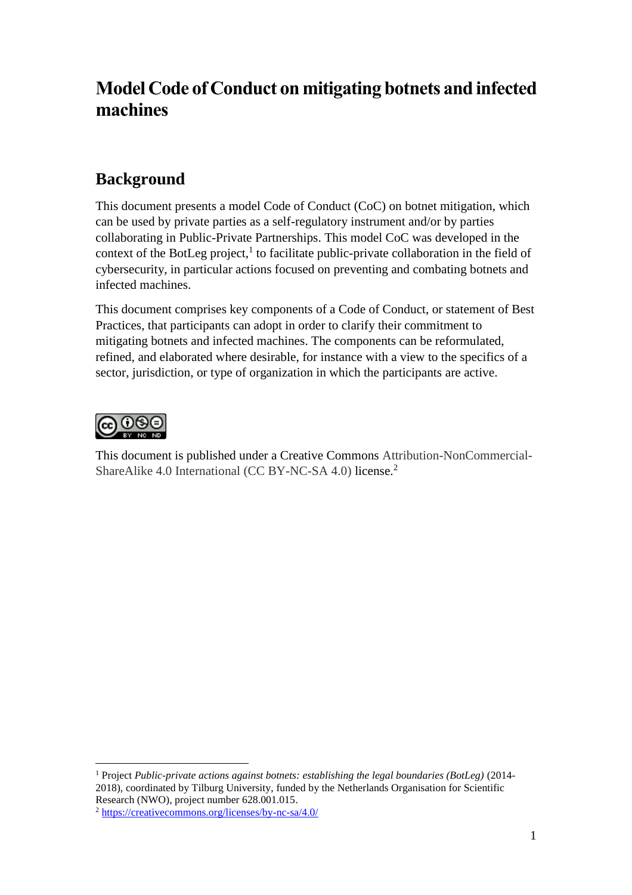# Model Code of Conduct on mitigating botnets and infected machines

## Background

This document presents a model Code of Conduct (CoC) on botnet mitigation, which can be used by private parties as a self-regulatory instrument and/or by parties collaborating in Public-Private Partnerships. This model CoC was developed in the context of the BotLeg project,[1] to facilitate public-private collaboration in the field of cybersecurity, in particular actions focused on preventing and combating botnets and infected machines.

This document comprises key components of a Code of Conduct, or statement of Best Practices, that participants can adopt in order to clarify their commitment to mitigating botnets and infected machines. The components can be reformulated, refined, and elaborated where desirable, for instance with a view to the specifics of a sector, jurisdiction, or type of organization in which the participants are active.

This document is published under a Creative Commons Attribution-NonCommercial-ShareAlike 4.0 International (CC BY-NC-SA 4.0) license.[2]

---

[1] Project *Public-private actions against botnets: establishing the legal boundaries (BotLeg)* (2014-2018), coordinated by Tilburg University, funded by the Netherlands Organisation for Scientific Research (NWO), project number 628.001.015.

[2] https://creativecommons.org/licenses/by-nc-sa/4.0/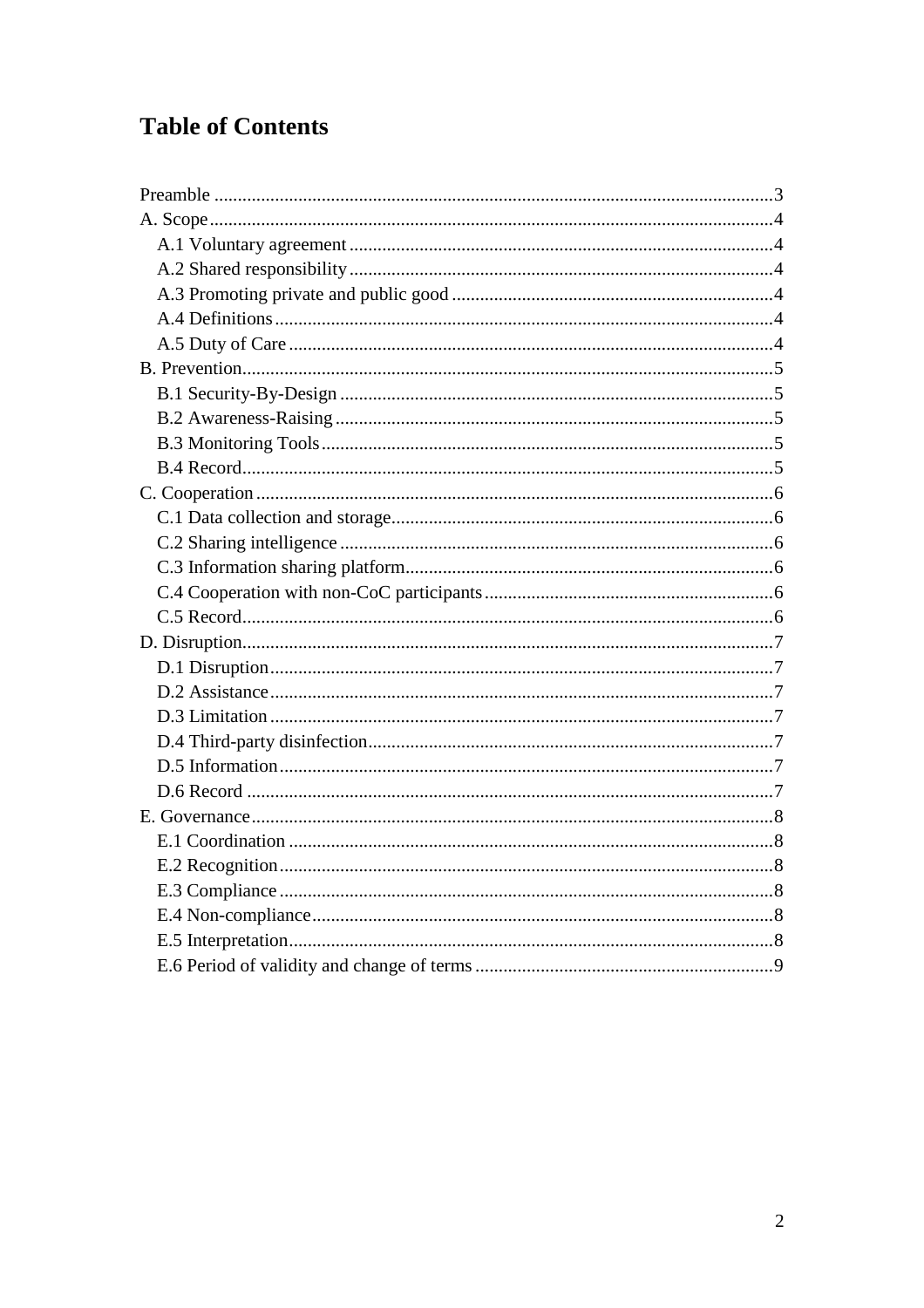# Table of Contents

- Preamble ... 3
- A. Scope ... 4
  - A.1 Voluntary agreement ... 4
  - A.2 Shared responsibility ... 4
  - A.3 Promoting private and public good ... 4
  - A.4 Definitions ... 4
  - A.5 Duty of Care ... 4
- B. Prevention ... 5
  - B.1 Security-By-Design ... 5
  - B.2 Awareness-Raising ... 5
  - B.3 Monitoring Tools ... 5
  - B.4 Record ... 5
- C. Cooperation ... 6
  - C.1 Data collection and storage ... 6
  - C.2 Sharing intelligence ... 6
  - C.3 Information sharing platform ... 6
  - C.4 Cooperation with non-CoC participants ... 6
  - C.5 Record ... 6
- D. Disruption ... 7
  - D.1 Disruption ... 7
  - D.2 Assistance ... 7
  - D.3 Limitation ... 7
  - D.4 Third-party disinfection ... 7
  - D.5 Information ... 7
  - D.6 Record ... 7
- E. Governance ... 8
  - E.1 Coordination ... 8
  - E.2 Recognition ... 8
  - E.3 Compliance ... 8
  - E.4 Non-compliance ... 8
  - E.5 Interpretation ... 8
  - E.6 Period of validity and change of terms ... 9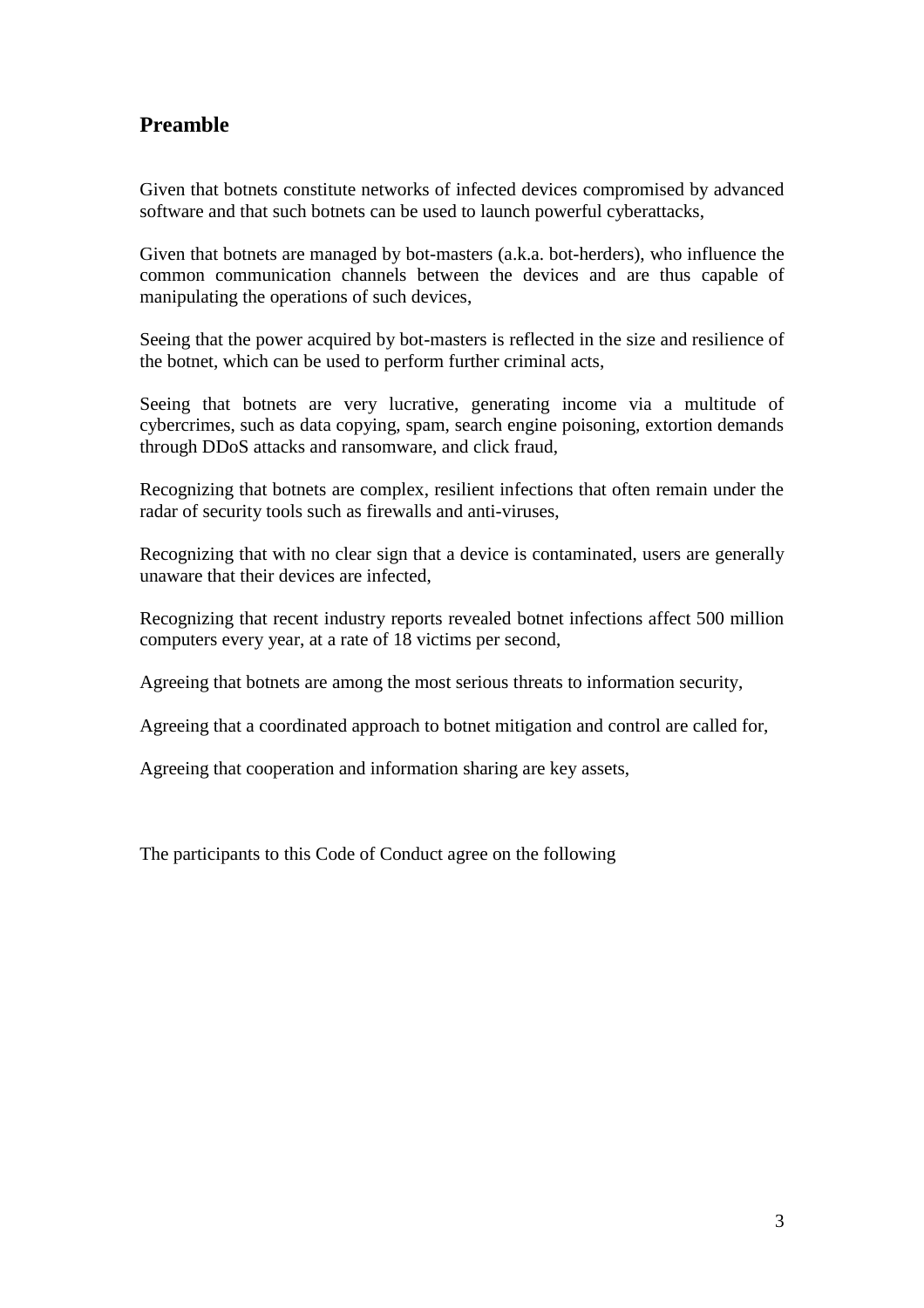## Preamble

Given that botnets constitute networks of infected devices compromised by advanced software and that such botnets can be used to launch powerful cyberattacks,

Given that botnets are managed by bot-masters (a.k.a. bot-herders), who influence the common communication channels between the devices and are thus capable of manipulating the operations of such devices,

Seeing that the power acquired by bot-masters is reflected in the size and resilience of the botnet, which can be used to perform further criminal acts,

Seeing that botnets are very lucrative, generating income via a multitude of cybercrimes, such as data copying, spam, search engine poisoning, extortion demands through DDoS attacks and ransomware, and click fraud,

Recognizing that botnets are complex, resilient infections that often remain under the radar of security tools such as firewalls and anti-viruses,

Recognizing that with no clear sign that a device is contaminated, users are generally unaware that their devices are infected,

Recognizing that recent industry reports revealed botnet infections affect 500 million computers every year, at a rate of 18 victims per second,

Agreeing that botnets are among the most serious threats to information security,

Agreeing that a coordinated approach to botnet mitigation and control are called for,

Agreeing that cooperation and information sharing are key assets,

The participants to this Code of Conduct agree on the following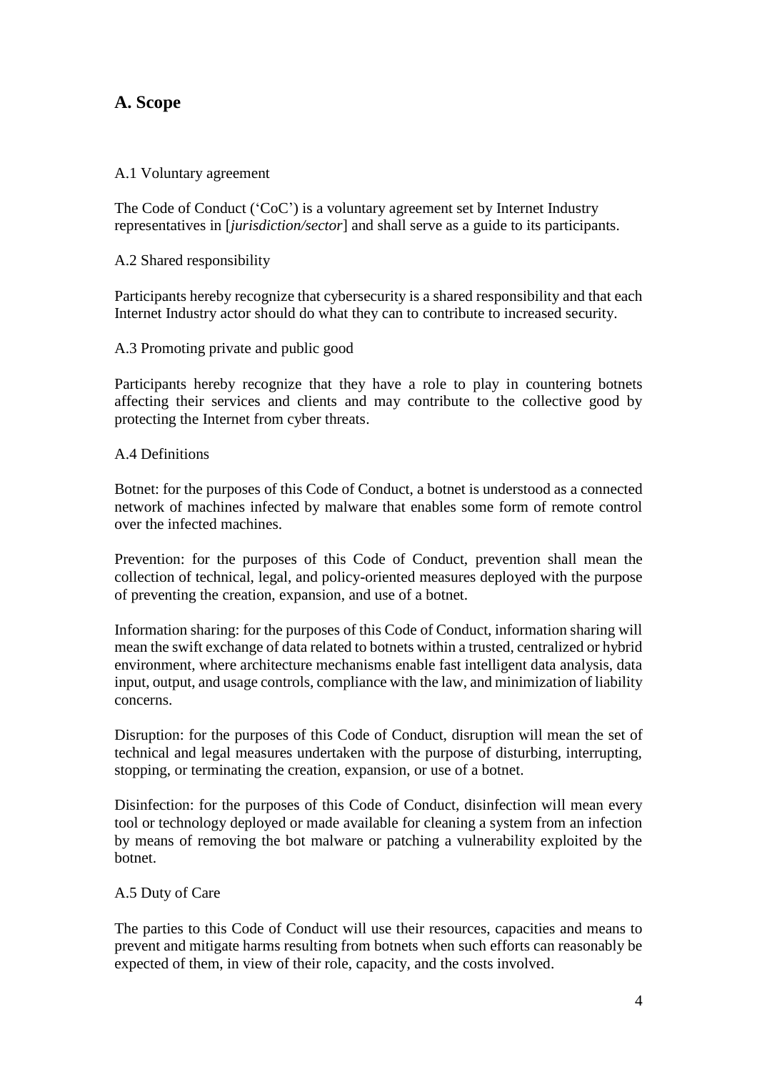## A. Scope

### A.1 Voluntary agreement

The Code of Conduct ('CoC') is a voluntary agreement set by Internet Industry representatives in [*jurisdiction/sector*] and shall serve as a guide to its participants.

### A.2 Shared responsibility

Participants hereby recognize that cybersecurity is a shared responsibility and that each Internet Industry actor should do what they can to contribute to increased security.

### A.3 Promoting private and public good

Participants hereby recognize that they have a role to play in countering botnets affecting their services and clients and may contribute to the collective good by protecting the Internet from cyber threats.

### A.4 Definitions

Botnet: for the purposes of this Code of Conduct, a botnet is understood as a connected network of machines infected by malware that enables some form of remote control over the infected machines.

Prevention: for the purposes of this Code of Conduct, prevention shall mean the collection of technical, legal, and policy-oriented measures deployed with the purpose of preventing the creation, expansion, and use of a botnet.

Information sharing: for the purposes of this Code of Conduct, information sharing will mean the swift exchange of data related to botnets within a trusted, centralized or hybrid environment, where architecture mechanisms enable fast intelligent data analysis, data input, output, and usage controls, compliance with the law, and minimization of liability concerns.

Disruption: for the purposes of this Code of Conduct, disruption will mean the set of technical and legal measures undertaken with the purpose of disturbing, interrupting, stopping, or terminating the creation, expansion, or use of a botnet.

Disinfection: for the purposes of this Code of Conduct, disinfection will mean every tool or technology deployed or made available for cleaning a system from an infection by means of removing the bot malware or patching a vulnerability exploited by the botnet.

### A.5 Duty of Care

The parties to this Code of Conduct will use their resources, capacities and means to prevent and mitigate harms resulting from botnets when such efforts can reasonably be expected of them, in view of their role, capacity, and the costs involved.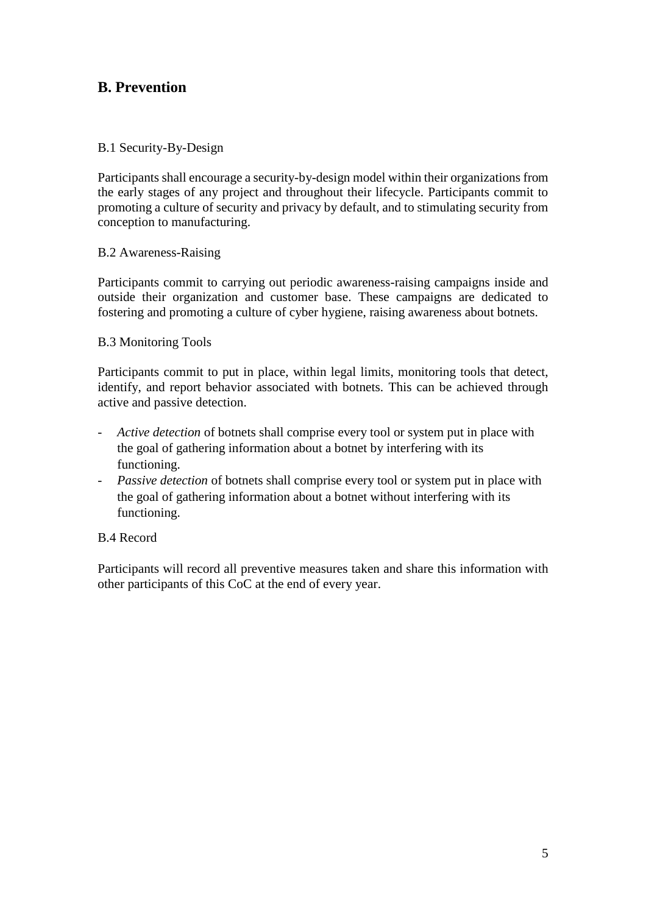## B. Prevention

### B.1 Security-By-Design

Participants shall encourage a security-by-design model within their organizations from the early stages of any project and throughout their lifecycle. Participants commit to promoting a culture of security and privacy by default, and to stimulating security from conception to manufacturing.

### B.2 Awareness-Raising

Participants commit to carrying out periodic awareness-raising campaigns inside and outside their organization and customer base. These campaigns are dedicated to fostering and promoting a culture of cyber hygiene, raising awareness about botnets.

### B.3 Monitoring Tools

Participants commit to put in place, within legal limits, monitoring tools that detect, identify, and report behavior associated with botnets. This can be achieved through active and passive detection.

- *Active detection* of botnets shall comprise every tool or system put in place with the goal of gathering information about a botnet by interfering with its functioning.
- *Passive detection* of botnets shall comprise every tool or system put in place with the goal of gathering information about a botnet without interfering with its functioning.

### B.4 Record

Participants will record all preventive measures taken and share this information with other participants of this CoC at the end of every year.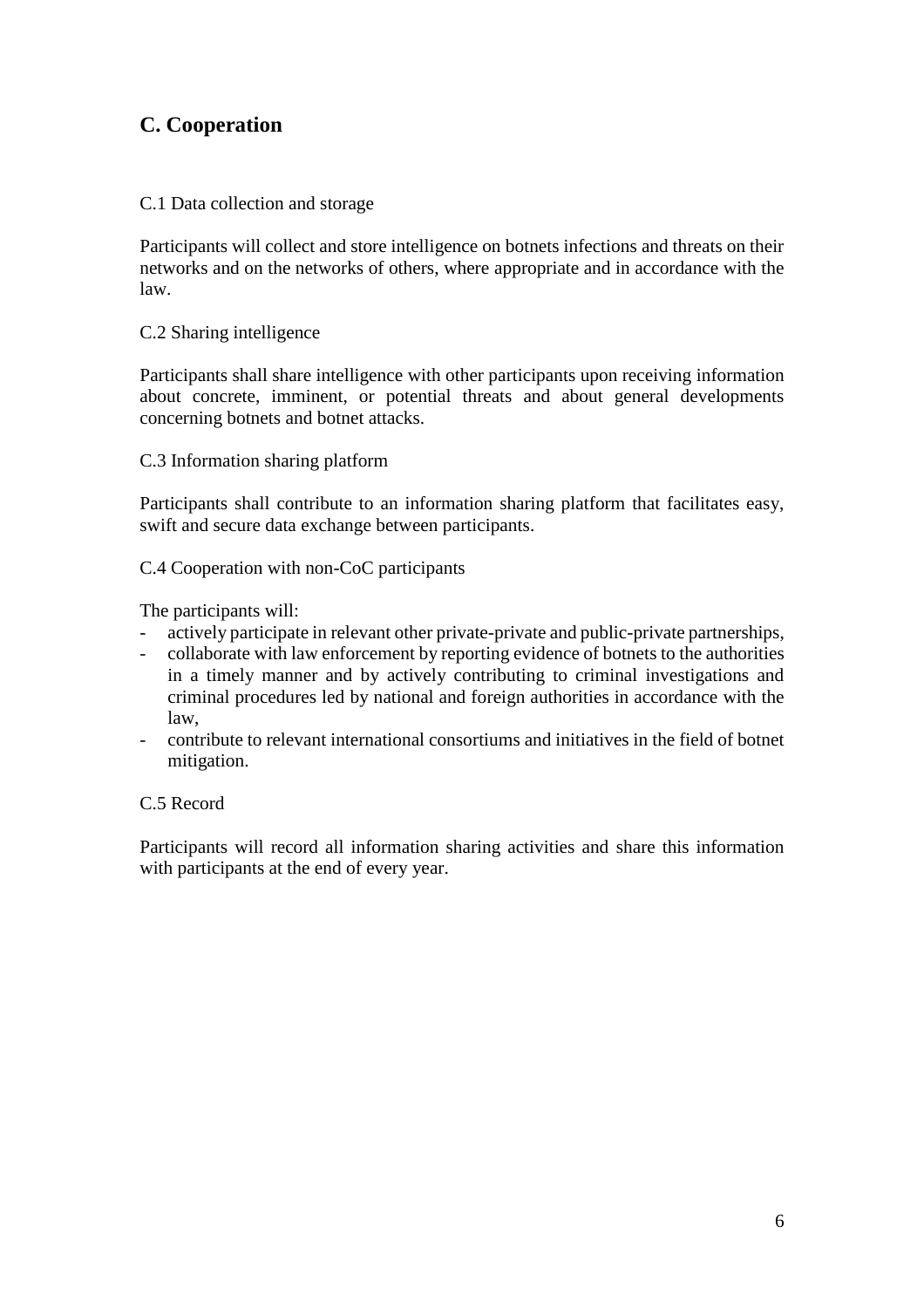## C. Cooperation

C.1 Data collection and storage

Participants will collect and store intelligence on botnets infections and threats on their networks and on the networks of others, where appropriate and in accordance with the law.

C.2 Sharing intelligence

Participants shall share intelligence with other participants upon receiving information about concrete, imminent, or potential threats and about general developments concerning botnets and botnet attacks.

C.3 Information sharing platform

Participants shall contribute to an information sharing platform that facilitates easy, swift and secure data exchange between participants.

C.4 Cooperation with non-CoC participants

The participants will:

- actively participate in relevant other private-private and public-private partnerships,
- collaborate with law enforcement by reporting evidence of botnets to the authorities in a timely manner and by actively contributing to criminal investigations and criminal procedures led by national and foreign authorities in accordance with the law,
- contribute to relevant international consortiums and initiatives in the field of botnet mitigation.

C.5 Record

Participants will record all information sharing activities and share this information with participants at the end of every year.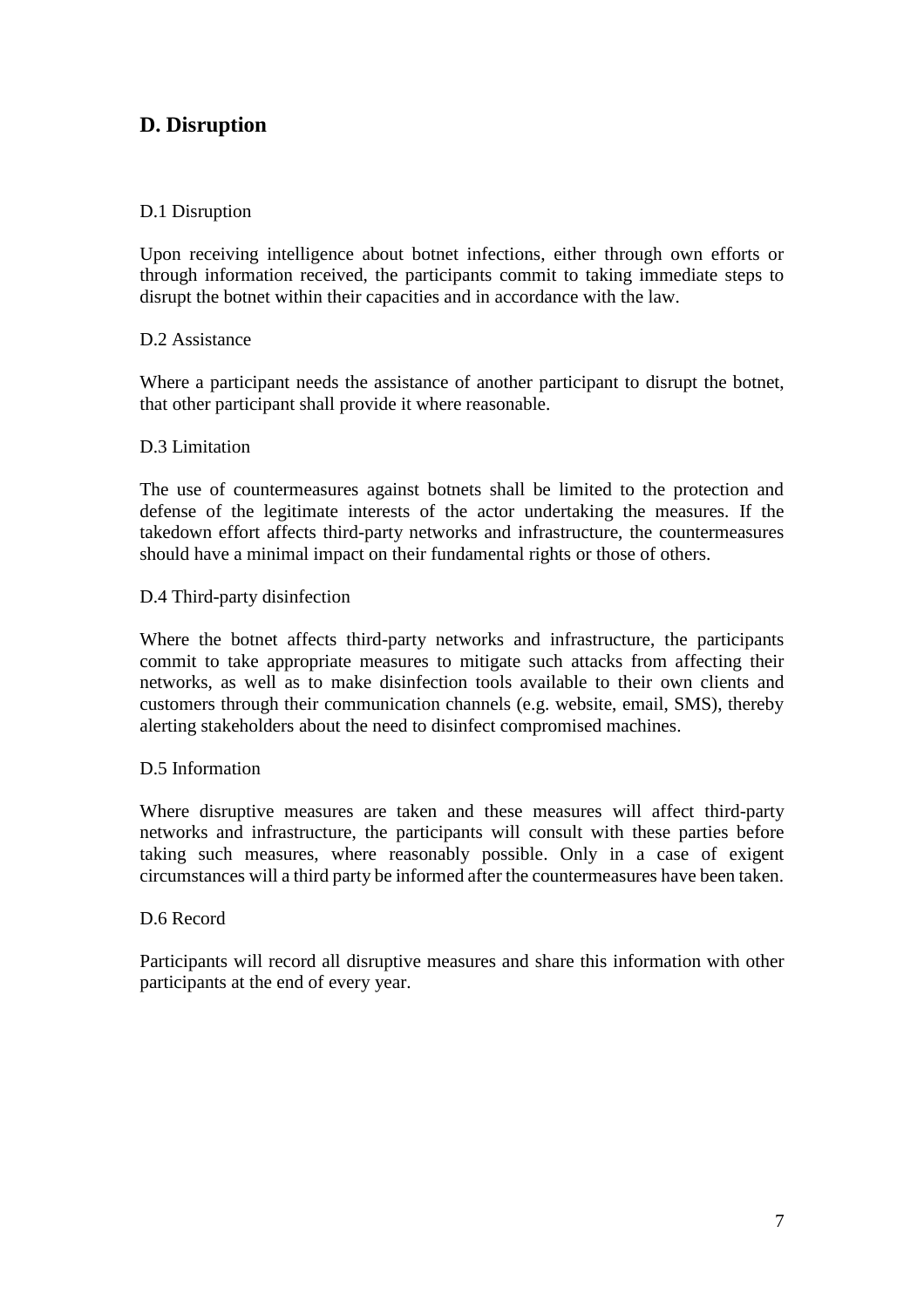## D. Disruption

D.1 Disruption

Upon receiving intelligence about botnet infections, either through own efforts or through information received, the participants commit to taking immediate steps to disrupt the botnet within their capacities and in accordance with the law.

D.2 Assistance

Where a participant needs the assistance of another participant to disrupt the botnet, that other participant shall provide it where reasonable.

D.3 Limitation

The use of countermeasures against botnets shall be limited to the protection and defense of the legitimate interests of the actor undertaking the measures. If the takedown effort affects third-party networks and infrastructure, the countermeasures should have a minimal impact on their fundamental rights or those of others.

D.4 Third-party disinfection

Where the botnet affects third-party networks and infrastructure, the participants commit to take appropriate measures to mitigate such attacks from affecting their networks, as well as to make disinfection tools available to their own clients and customers through their communication channels (e.g. website, email, SMS), thereby alerting stakeholders about the need to disinfect compromised machines.

D.5 Information

Where disruptive measures are taken and these measures will affect third-party networks and infrastructure, the participants will consult with these parties before taking such measures, where reasonably possible. Only in a case of exigent circumstances will a third party be informed after the countermeasures have been taken.

D.6 Record

Participants will record all disruptive measures and share this information with other participants at the end of every year.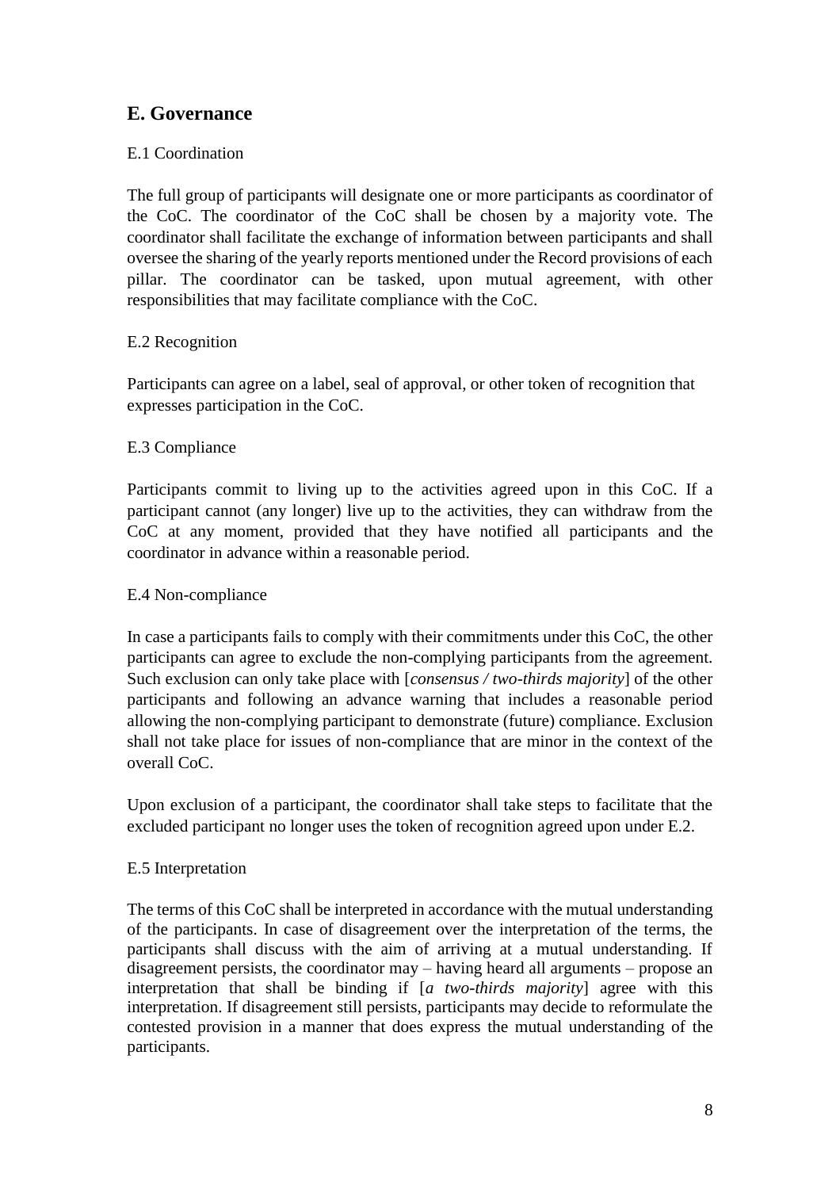## E. Governance

E.1 Coordination

The full group of participants will designate one or more participants as coordinator of the CoC. The coordinator of the CoC shall be chosen by a majority vote. The coordinator shall facilitate the exchange of information between participants and shall oversee the sharing of the yearly reports mentioned under the Record provisions of each pillar. The coordinator can be tasked, upon mutual agreement, with other responsibilities that may facilitate compliance with the CoC.

E.2 Recognition

Participants can agree on a label, seal of approval, or other token of recognition that expresses participation in the CoC.

E.3 Compliance

Participants commit to living up to the activities agreed upon in this CoC. If a participant cannot (any longer) live up to the activities, they can withdraw from the CoC at any moment, provided that they have notified all participants and the coordinator in advance within a reasonable period.

E.4 Non-compliance

In case a participants fails to comply with their commitments under this CoC, the other participants can agree to exclude the non-complying participants from the agreement. Such exclusion can only take place with [*consensus / two-thirds majority*] of the other participants and following an advance warning that includes a reasonable period allowing the non-complying participant to demonstrate (future) compliance. Exclusion shall not take place for issues of non-compliance that are minor in the context of the overall CoC.

Upon exclusion of a participant, the coordinator shall take steps to facilitate that the excluded participant no longer uses the token of recognition agreed upon under E.2.

E.5 Interpretation

The terms of this CoC shall be interpreted in accordance with the mutual understanding of the participants. In case of disagreement over the interpretation of the terms, the participants shall discuss with the aim of arriving at a mutual understanding. If disagreement persists, the coordinator may – having heard all arguments – propose an interpretation that shall be binding if [*a two-thirds majority*] agree with this interpretation. If disagreement still persists, participants may decide to reformulate the contested provision in a manner that does express the mutual understanding of the participants.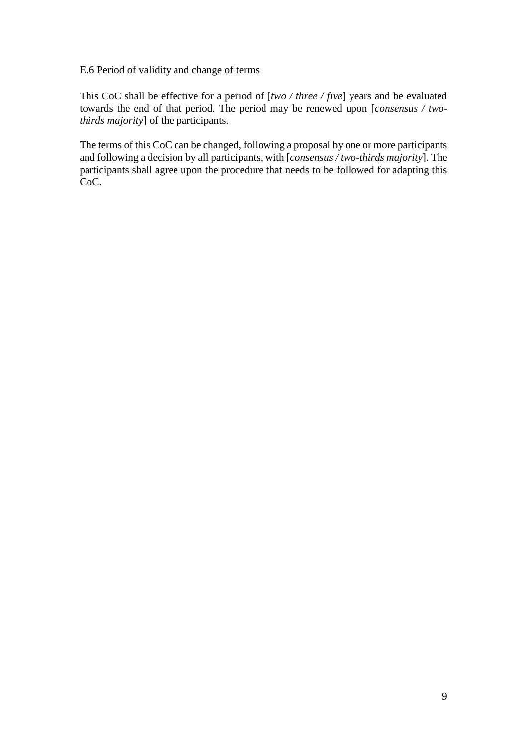### E.6 Period of validity and change of terms

This CoC shall be effective for a period of [*two / three / five*] years and be evaluated towards the end of that period. The period may be renewed upon [*consensus / two-thirds majority*] of the participants.

The terms of this CoC can be changed, following a proposal by one or more participants and following a decision by all participants, with [*consensus / two-thirds majority*]. The participants shall agree upon the procedure that needs to be followed for adapting this CoC.